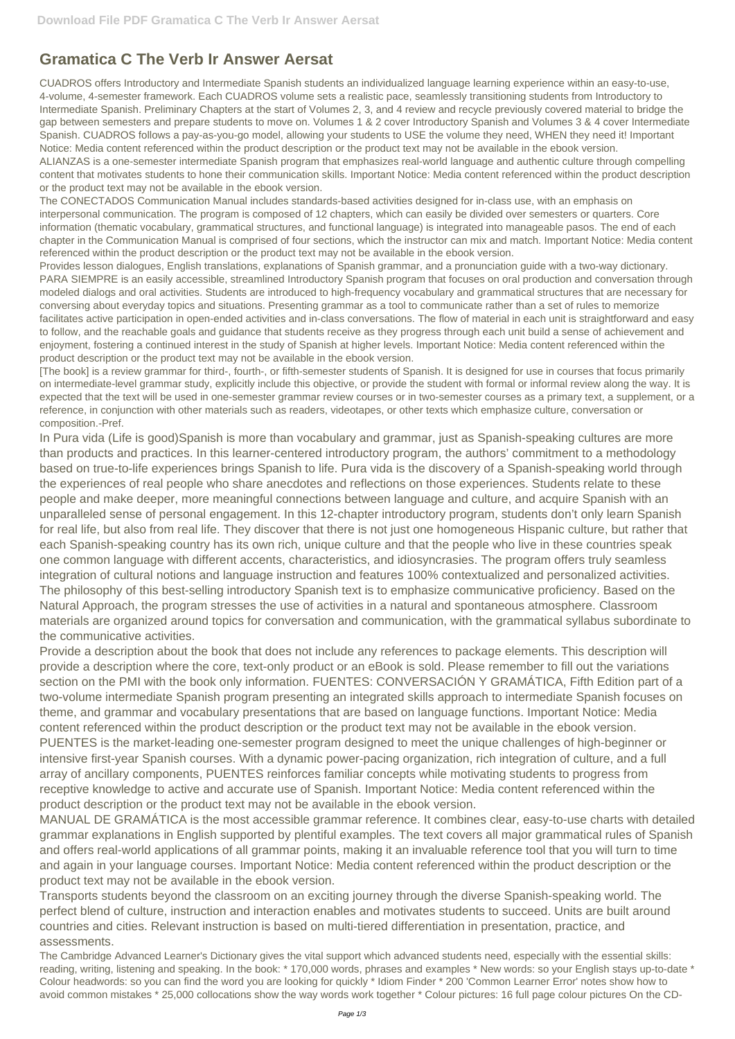# Gramatica C The Verb Ir Answer Aersat

CUADROS offers Introductory and Intermediate Spanish students an individualized language learning experience within an easy-to-use, 4-volume, 4-semester framework. Each CUADROS volume sets a realistic pace, seamlessly transitioning students from Introductory to Intermediate Spanish. Preliminary Chapters at the start of Volumes 2, 3, and 4 review and recycle previously covered material to bridge the gap between semesters and prepare students to move on. Volumes 1 & 2 cover Introductory Spanish and Volumes 3 & 4 cover Intermediate Spanish. CUADROS follows a pay-as-you-go model, allowing your students to USE the volume they need, WHEN they need it! Important Notice: Media content referenced within the product description or the product text may not be available in the ebook version.

ALIANZAS is a one-semester intermediate Spanish program that emphasizes real-world language and authentic culture through compelling content that motivates students to hone their communication skills. Important Notice: Media content referenced within the product description or the product text may not be available in the ebook version.

The CONECTADOS Communication Manual includes standards-based activities designed for in-class use, with an emphasis on interpersonal communication. The program is composed of 12 chapters, which can easily be divided over semesters or quarters. Core information (thematic vocabulary, grammatical structures, and functional language) is integrated into manageable pasos. The end of each chapter in the Communication Manual is comprised of four sections, which the instructor can mix and match. Important Notice: Media content referenced within the product description or the product text may not be available in the ebook version.

Provides lesson dialogues, English translations, explanations of Spanish grammar, and a pronunciation guide with a two-way dictionary.

PARA SIEMPRE is an easily accessible, streamlined Introductory Spanish program that focuses on oral production and conversation through modeled dialogs and oral activities. Students are introduced to high-frequency vocabulary and grammatical structures that are necessary for conversing about everyday topics and situations. Presenting grammar as a tool to communicate rather than a set of rules to memorize facilitates active participation in open-ended activities and in-class conversations. The flow of material in each unit is straightforward and easy to follow, and the reachable goals and guidance that students receive as they progress through each unit build a sense of achievement and enjoyment, fostering a continued interest in the study of Spanish at higher levels. Important Notice: Media content referenced within the product description or the product text may not be available in the ebook version.

[The book] is a review grammar for third-, fourth-, or fifth-semester students of Spanish. It is designed for use in courses that focus primarily on intermediate-level grammar study, explicitly include this objective, or provide the student with formal or informal review along the way. It is expected that the text will be used in one-semester grammar review courses or in two-semester courses as a primary text, a supplement, or a reference, in conjunction with other materials such as readers, videotapes, or other texts which emphasize culture, conversation or composition.-Pref.

In Pura vida (Life is good)Spanish is more than vocabulary and grammar, just as Spanish-speaking cultures are more than products and practices. In this learner-centered introductory program, the authors' commitment to a methodology based on true-to-life experiences brings Spanish to life. Pura vida is the discovery of a Spanish-speaking world through the experiences of real people who share anecdotes and reflections on those experiences. Students relate to these people and make deeper, more meaningful connections between language and culture, and acquire Spanish with an unparalleled sense of personal engagement. In this 12-chapter introductory program, students don't only learn Spanish for real life, but also from real life. They discover that there is not just one homogeneous Hispanic culture, but rather that each Spanish-speaking country has its own rich, unique culture and that the people who live in these countries speak one common language with different accents, characteristics, and idiosyncrasies. The program offers truly seamless integration of cultural notions and language instruction and features 100% contextualized and personalized activities.

The philosophy of this best-selling introductory Spanish text is to emphasize communicative proficiency. Based on the Natural Approach, the program stresses the use of activities in a natural and spontaneous atmosphere. Classroom materials are organized around topics for conversation and communication, with the grammatical syllabus subordinate to the communicative activities.

Provide a description about the book that does not include any references to package elements. This description will provide a description where the core, text-only product or an eBook is sold. Please remember to fill out the variations section on the PMI with the book only information. FUENTES: CONVERSACIÓN Y GRAMÁTICA, Fifth Edition part of a two-volume intermediate Spanish program presenting an integrated skills approach to intermediate Spanish focuses on theme, and grammar and vocabulary presentations that are based on language functions. Important Notice: Media content referenced within the product description or the product text may not be available in the ebook version.

PUENTES is the market-leading one-semester program designed to meet the unique challenges of high-beginner or intensive first-year Spanish courses. With a dynamic power-pacing organization, rich integration of culture, and a full array of ancillary components, PUENTES reinforces familiar concepts while motivating students to progress from receptive knowledge to active and accurate use of Spanish. Important Notice: Media content referenced within the product description or the product text may not be available in the ebook version.

MANUAL DE GRAMÁTICA is the most accessible grammar reference. It combines clear, easy-to-use charts with detailed grammar explanations in English supported by plentiful examples. The text covers all major grammatical rules of Spanish and offers real-world applications of all grammar points, making it an invaluable reference tool that you will turn to time and again in your language courses. Important Notice: Media content referenced within the product description or the product text may not be available in the ebook version.

Transports students beyond the classroom on an exciting journey through the diverse Spanish-speaking world. The perfect blend of culture, instruction and interaction enables and motivates students to succeed. Units are built around countries and cities. Relevant instruction is based on multi-tiered differentiation in presentation, practice, and assessments.

The Cambridge Advanced Learner's Dictionary gives the vital support which advanced students need, especially with the essential skills: reading, writing, listening and speaking. In the book: * 170,000 words, phrases and examples * New words: so your English stays up-to-date * Colour headwords: so you can find the word you are looking for quickly * Idiom Finder * 200 'Common Learner Error' notes show how to avoid common mistakes * 25,000 collocations show the way words work together * Colour pictures: 16 full page colour pictures On the CD-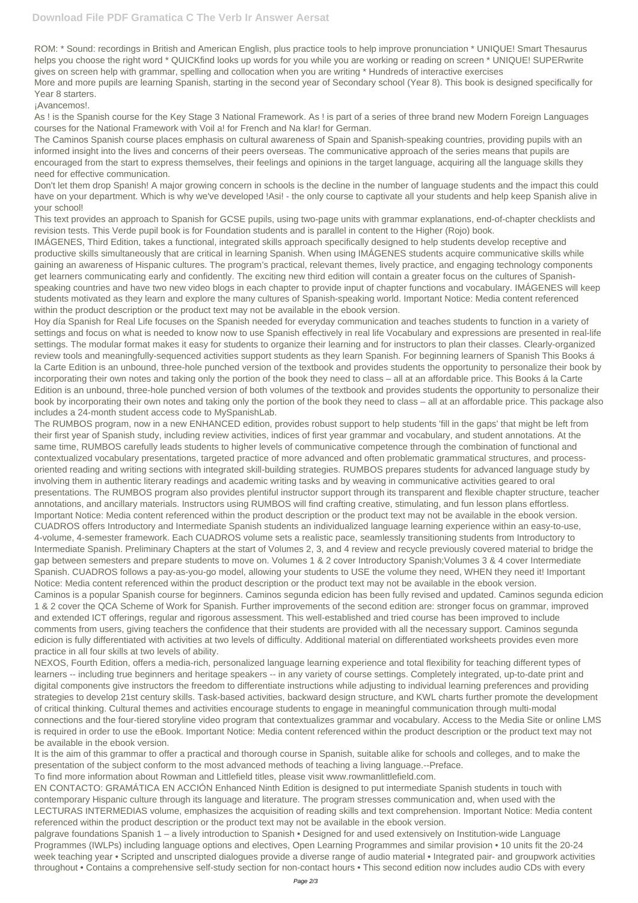ROM: * Sound: recordings in British and American English, plus practice tools to help improve pronunciation * UNIQUE! Smart Thesaurus helps you choose the right word * QUICKfind looks up words for you while you are working or reading on screen * UNIQUE! SUPERwrite gives on screen help with grammar, spelling and collocation when you are writing * Hundreds of interactive exercises

More and more pupils are learning Spanish, starting in the second year of Secondary school (Year 8). This book is designed specifically for Year 8 starters.

¡Avancemos!.

As ! is the Spanish course for the Key Stage 3 National Framework. As ! is part of a series of three brand new Modern Foreign Languages courses for the National Framework with Voil a! for French and Na klar! for German.

The Caminos Spanish course places emphasis on cultural awareness of Spain and Spanish-speaking countries, providing pupils with an informed insight into the lives and concerns of their peers overseas. The communicative approach of the series means that pupils are encouraged from the start to express themselves, their feelings and opinions in the target language, acquiring all the language skills they need for effective communication.

Don't let them drop Spanish! A major growing concern in schools is the decline in the number of language students and the impact this could have on your department. Which is why we've developed !Asi! - the only course to captivate all your students and help keep Spanish alive in your school!

This text provides an approach to Spanish for GCSE pupils, using two-page units with grammar explanations, end-of-chapter checklists and revision tests. This Verde pupil book is for Foundation students and is parallel in content to the Higher (Rojo) book.

IMÁGENES, Third Edition, takes a functional, integrated skills approach specifically designed to help students develop receptive and productive skills simultaneously that are critical in learning Spanish. When using IMÁGENES students acquire communicative skills while gaining an awareness of Hispanic cultures. The program's practical, relevant themes, lively practice, and engaging technology components get learners communicating early and confidently. The exciting new third edition will contain a greater focus on the cultures of Spanish-speaking countries and have two new video blogs in each chapter to provide input of chapter functions and vocabulary. IMÁGENES will keep students motivated as they learn and explore the many cultures of Spanish-speaking world. Important Notice: Media content referenced within the product description or the product text may not be available in the ebook version.

Hoy día Spanish for Real Life focuses on the Spanish needed for everyday communication and teaches students to function in a variety of settings and focus on what is needed to know now to use Spanish effectively in real life Vocabulary and expressions are presented in real-life settings. The modular format makes it easy for students to organize their learning and for instructors to plan their classes. Clearly-organized review tools and meaningfully-sequenced activities support students as they learn Spanish. For beginning learners of Spanish This Books á la Carte Edition is an unbound, three-hole punched version of the textbook and provides students the opportunity to personalize their book by incorporating their own notes and taking only the portion of the book they need to class – all at an affordable price. This Books á la Carte Edition is an unbound, three-hole punched version of both volumes of the textbook and provides students the opportunity to personalize their book by incorporating their own notes and taking only the portion of the book they need to class – all at an affordable price. This package also includes a 24-month student access code to MySpanishLab.

The RUMBOS program, now in a new ENHANCED edition, provides robust support to help students 'fill in the gaps' that might be left from their first year of Spanish study, including review activities, indices of first year grammar and vocabulary, and student annotations. At the same time, RUMBOS carefully leads students to higher levels of communicative competence through the combination of functional and contextualized vocabulary presentations, targeted practice of more advanced and often problematic grammatical structures, and process-oriented reading and writing sections with integrated skill-building strategies. RUMBOS prepares students for advanced language study by involving them in authentic literary readings and academic writing tasks and by weaving in communicative activities geared to oral presentations. The RUMBOS program also provides plentiful instructor support through its transparent and flexible chapter structure, teacher annotations, and ancillary materials. Instructors using RUMBOS will find crafting creative, stimulating, and fun lesson plans effortless. Important Notice: Media content referenced within the product description or the product text may not be available in the ebook version.

CUADROS offers Introductory and Intermediate Spanish students an individualized language learning experience within an easy-to-use, 4-volume, 4-semester framework. Each CUADROS volume sets a realistic pace, seamlessly transitioning students from Introductory to Intermediate Spanish. Preliminary Chapters at the start of Volumes 2, 3, and 4 review and recycle previously covered material to bridge the gap between semesters and prepare students to move on. Volumes 1 & 2 cover Introductory Spanish;Volumes 3 & 4 cover Intermediate Spanish. CUADROS follows a pay-as-you-go model, allowing your students to USE the volume they need, WHEN they need it! Important Notice: Media content referenced within the product description or the product text may not be available in the ebook version.

Caminos is a popular Spanish course for beginners. Caminos segunda edicion has been fully revised and updated. Caminos segunda edicion 1 & 2 cover the QCA Scheme of Work for Spanish. Further improvements of the second edition are: stronger focus on grammar, improved and extended ICT offerings, regular and rigorous assessment. This well-established and tried course has been improved to include comments from users, giving teachers the confidence that their students are provided with all the necessary support. Caminos segunda edicion is fully differentiated with activities at two levels of difficulty. Additional material on differentiated worksheets provides even more practice in all four skills at two levels of ability.

NEXOS, Fourth Edition, offers a media-rich, personalized language learning experience and total flexibility for teaching different types of learners -- including true beginners and heritage speakers -- in any variety of course settings. Completely integrated, up-to-date print and digital components give instructors the freedom to differentiate instructions while adjusting to individual learning preferences and providing strategies to develop 21st century skills. Task-based activities, backward design structure, and KWL charts further promote the development of critical thinking. Cultural themes and activities encourage students to engage in meaningful communication through multi-modal connections and the four-tiered storyline video program that contextualizes grammar and vocabulary. Access to the Media Site or online LMS is required in order to use the eBook. Important Notice: Media content referenced within the product description or the product text may not be available in the ebook version.

It is the aim of this grammar to offer a practical and thorough course in Spanish, suitable alike for schools and colleges, and to make the presentation of the subject conform to the most advanced methods of teaching a living language.--Preface.

To find more information about Rowman and Littlefield titles, please visit www.rowmanlittlefield.com.

EN CONTACTO: GRAMÁTICA EN ACCIÓN Enhanced Ninth Edition is designed to put intermediate Spanish students in touch with contemporary Hispanic culture through its language and literature. The program stresses communication and, when used with the LECTURAS INTERMEDIAS volume, emphasizes the acquisition of reading skills and text comprehension. Important Notice: Media content referenced within the product description or the product text may not be available in the ebook version.

palgrave foundations Spanish 1 – a lively introduction to Spanish • Designed for and used extensively on Institution-wide Language Programmes (IWLPs) including language options and electives, Open Learning Programmes and similar provision • 10 units fit the 20-24 week teaching year • Scripted and unscripted dialogues provide a diverse range of audio material • Integrated pair- and groupwork activities throughout • Contains a comprehensive self-study section for non-contact hours • This second edition now includes audio CDs with every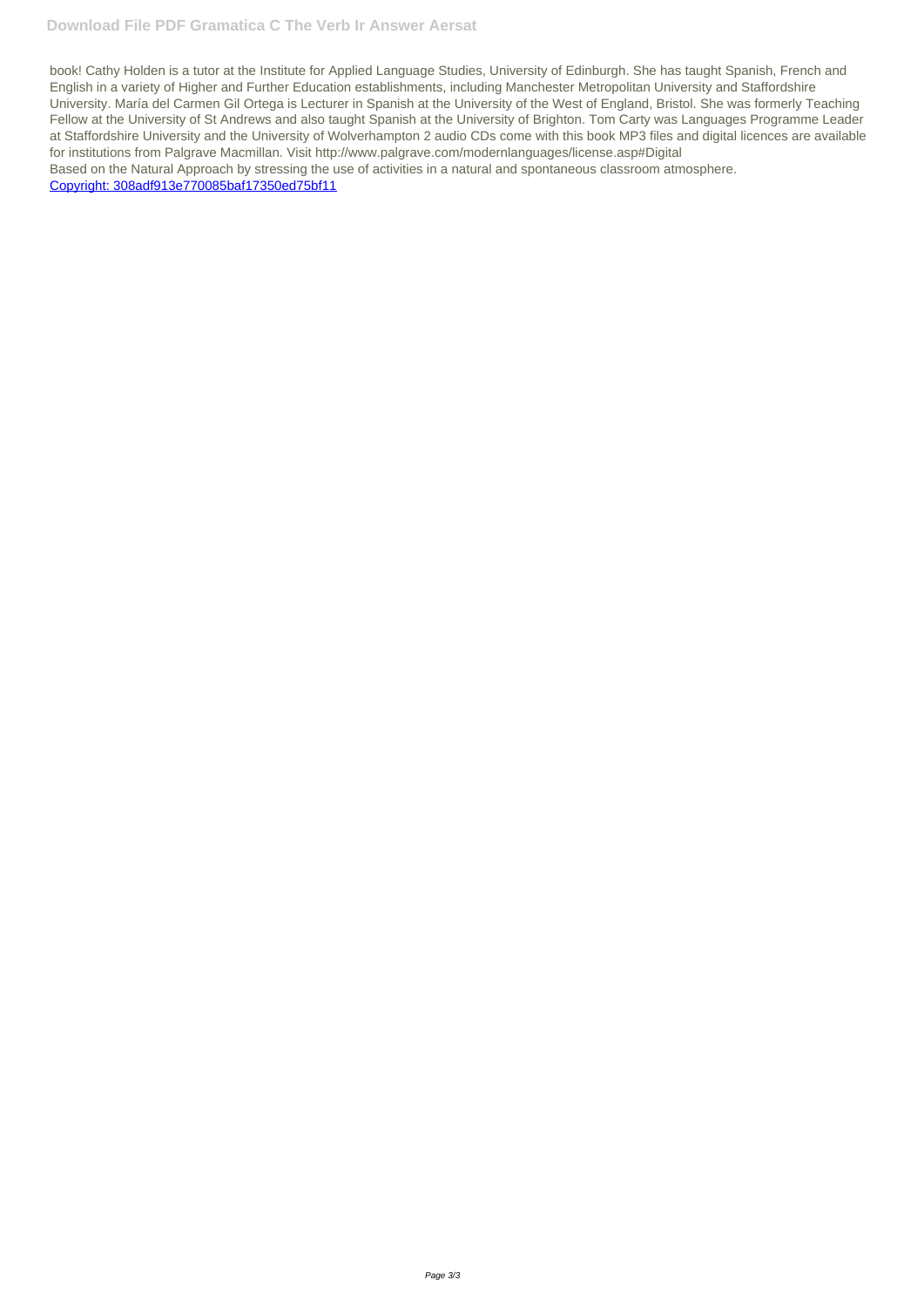book! Cathy Holden is a tutor at the Institute for Applied Language Studies, University of Edinburgh. She has taught Spanish, French and English in a variety of Higher and Further Education establishments, including Manchester Metropolitan University and Staffordshire University. María del Carmen Gil Ortega is Lecturer in Spanish at the University of the West of England, Bristol. She was formerly Teaching Fellow at the University of St Andrews and also taught Spanish at the University of Brighton. Tom Carty was Languages Programme Leader at Staffordshire University and the University of Wolverhampton 2 audio CDs come with this book MP3 files and digital licences are available for institutions from Palgrave Macmillan. Visit http://www.palgrave.com/modernlanguages/license.asp#Digital

Based on the Natural Approach by stressing the use of activities in a natural and spontaneous classroom atmosphere.

Copyright: 308adf913e770085baf17350ed75bf11